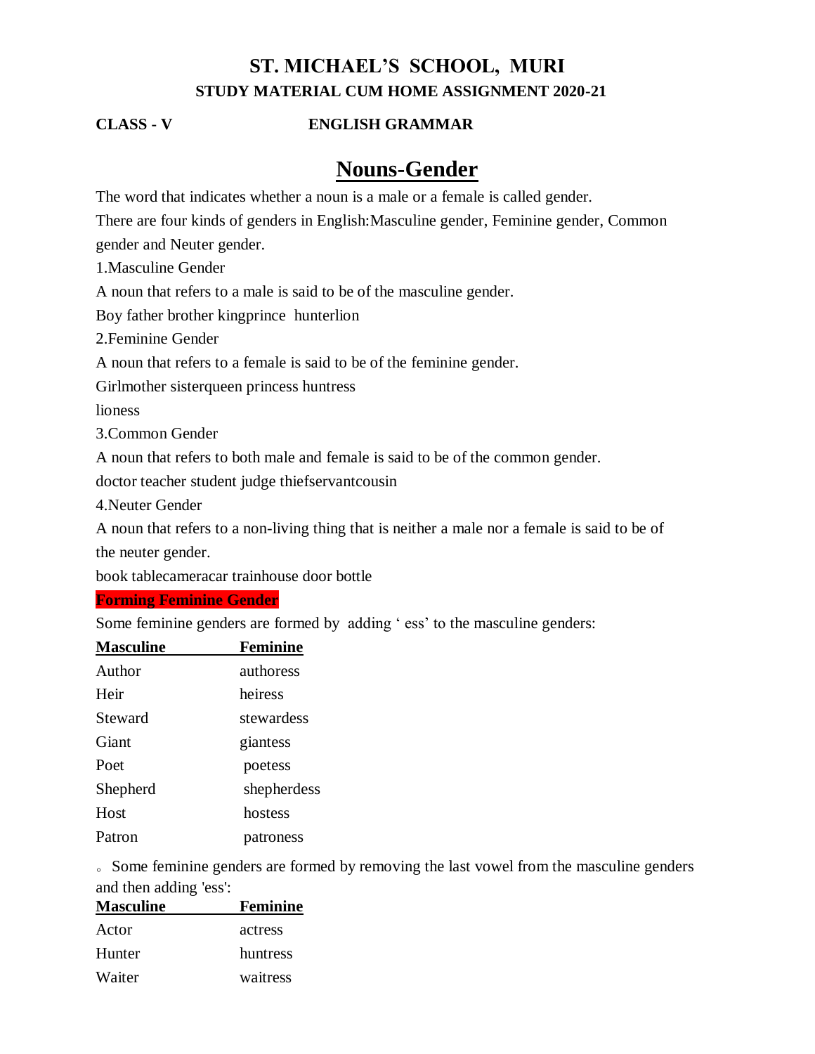# ST. MICHAEL'S SCHOOL, MURI

### STUDY MATERIAL CUM HOME ASSIGNMENT 2020-21

**CLASS - V** **ENGLISH GRAMMAR**

## Nouns-Gender

The word that indicates whether a noun is a male or a female is called gender.

There are four kinds of genders in English:Masculine gender, Feminine gender, Common gender and Neuter gender.

1.Masculine Gender

A noun that refers to a male is said to be of the masculine gender.

Boy father brother kingprince hunterlion

2.Feminine Gender

A noun that refers to a female is said to be of the feminine gender.

Girlmother sisterqueen princess huntress

lioness

3.Common Gender

A noun that refers to both male and female is said to be of the common gender.

doctor teacher student judge thiefservantcousin

4.Neuter Gender

A noun that refers to a non-living thing that is neither a male nor a female is said to be of the neuter gender.

book tablecameracar trainhouse door bottle

**Forming Feminine Gender**

Some feminine genders are formed by adding ' ess' to the masculine genders:

| Masculine | Feminine |
|---|---|
| Author | authoress |
| Heir | heiress |
| Steward | stewardess |
| Giant | giantess |
| Poet | poetess |
| Shepherd | shepherdess |
| Host | hostess |
| Patron | patroness |

。Some feminine genders are formed by removing the last vowel from the masculine genders and then adding 'ess':

| Masculine | Feminine |
|---|---|
| Actor | actress |
| Hunter | huntress |
| Waiter | waitress |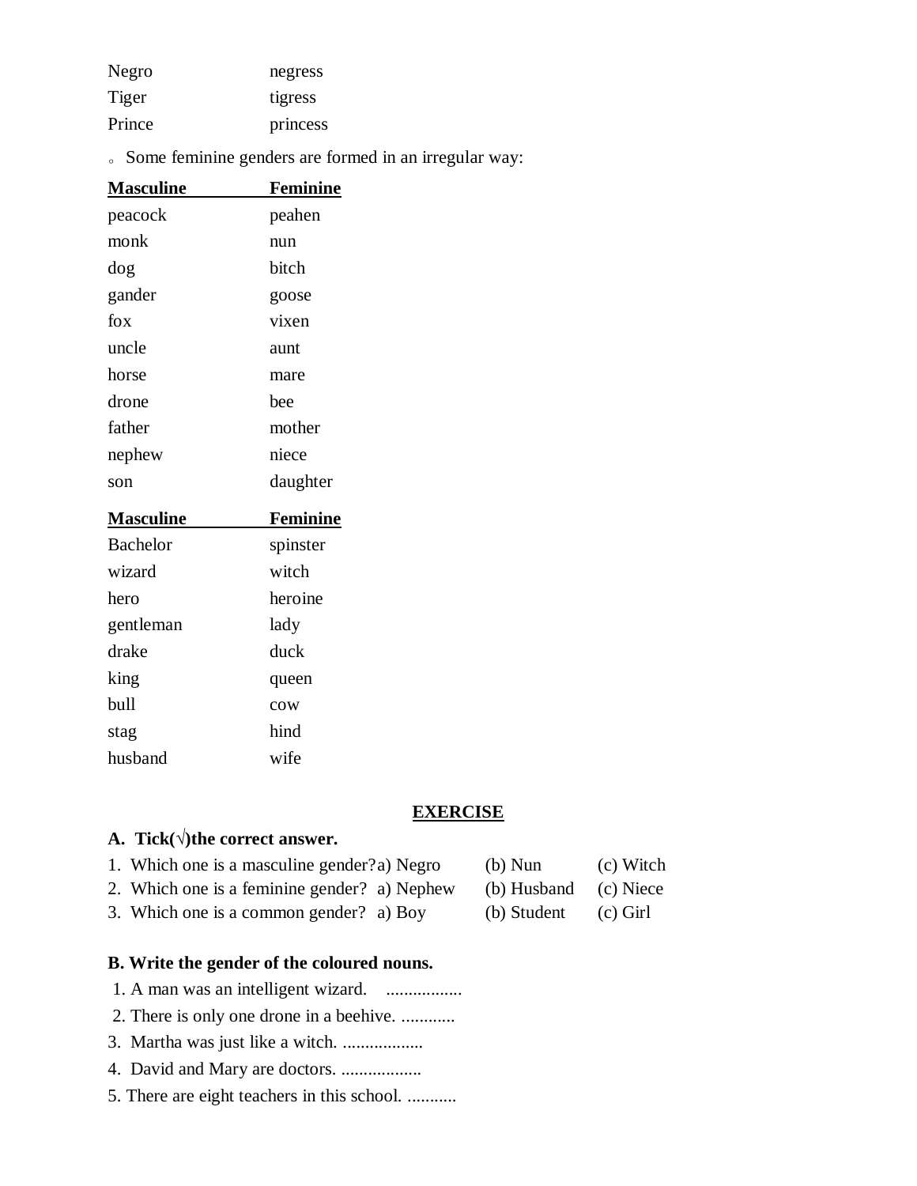| | |
|---|---|
| Negro | negress |
| Tiger | tigress |
| Prince | princess |

- Some feminine genders are formed in an irregular way:

| Masculine | Feminine |
|---|---|
| peacock | peahen |
| monk | nun |
| dog | bitch |
| gander | goose |
| fox | vixen |
| uncle | aunt |
| horse | mare |
| drone | bee |
| father | mother |
| nephew | niece |
| son | daughter |

| Masculine | Feminine |
|---|---|
| Bachelor | spinster |
| wizard | witch |
| hero | heroine |
| gentleman | lady |
| drake | duck |
| king | queen |
| bull | cow |
| stag | hind |
| husband | wife |

## EXERCISE

**A. Tick(√)the correct answer.**

1. Which one is a masculine gender? a) Negro (b) Nun (c) Witch
2. Which one is a feminine gender? a) Nephew (b) Husband (c) Niece
3. Which one is a common gender? a) Boy (b) Student (c) Girl

**B. Write the gender of the coloured nouns.**

1. A man was an intelligent wizard. .................
2. There is only one drone in a beehive. ............
3. Martha was just like a witch. ..................
4. David and Mary are doctors. ..................
5. There are eight teachers in this school. ...........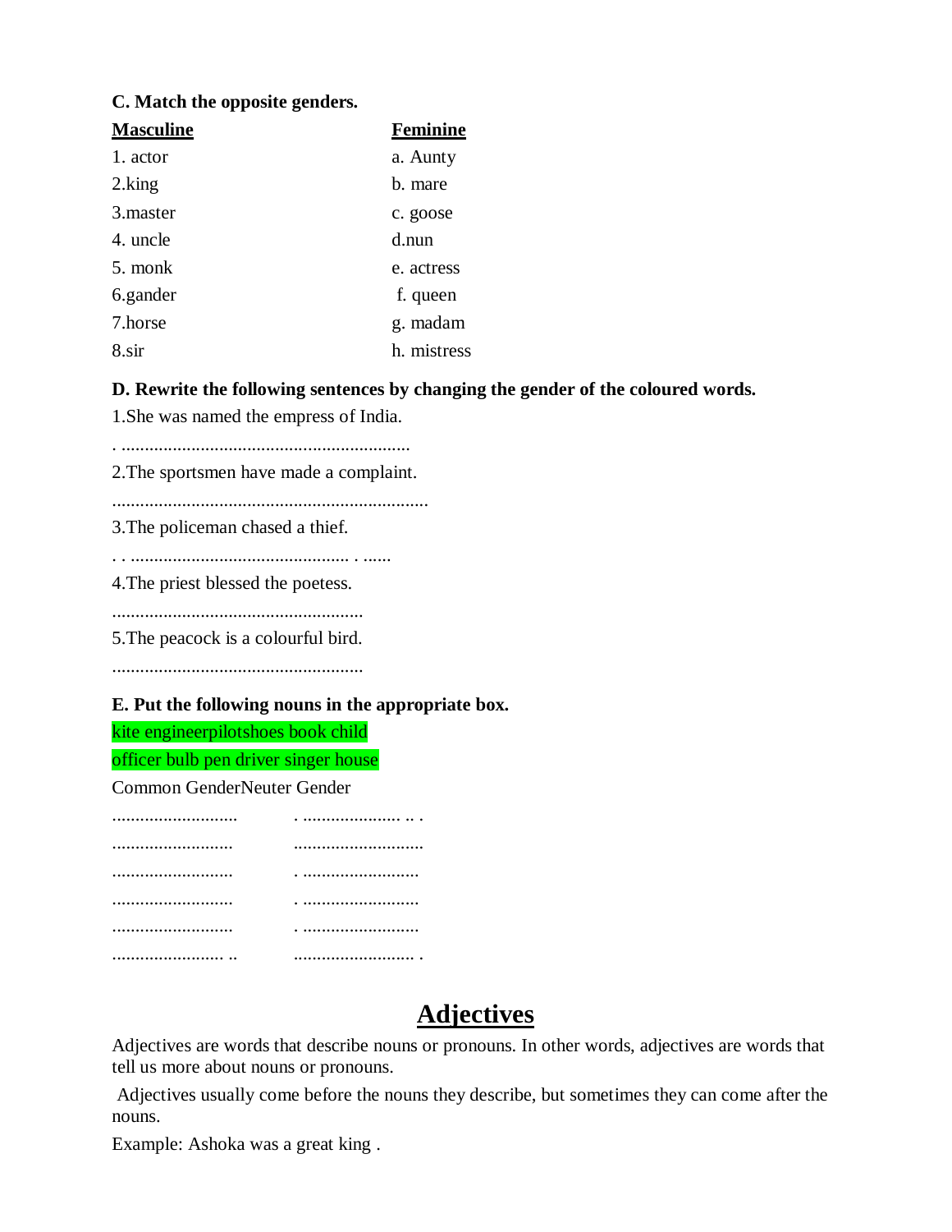**C. Match the opposite genders.**

| **Masculine** | **Feminine** |
| --- | --- |
| 1. actor | a. Aunty |
| 2.king | b. mare |
| 3.master | c. goose |
| 4. uncle | d.nun |
| 5. monk | e. actress |
| 6.gander | f. queen |
| 7.horse | g. madam |
| 8.sir | h. mistress |

**D. Rewrite the following sentences by changing the gender of the coloured words.**

1.She was named the empress of India.

. ..............................................................

2.The sportsmen have made a complaint.

....................................................................

3.The policeman chased a thief.

. . ............................................... . ......

4.The priest blessed the poetess.

......................................................

5.The peacock is a colourful bird.

......................................................

**E. Put the following nouns in the appropriate box.**

kite engineerpilotshoes book child

officer bulb pen driver singer house

| Common Gender | Neuter Gender |
| --- | --- |
| ........................... | . ..................... .. . |
| .......................... | ............................ |
| .......................... | . ......................... |
| .......................... | . ......................... |
| .......................... | . ......................... |
| ........................ .. | .......................... . |

# Adjectives

Adjectives are words that describe nouns or pronouns. In other words, adjectives are words that tell us more about nouns or pronouns.

Adjectives usually come before the nouns they describe, but sometimes they can come after the nouns.

Example: Ashoka was a great king .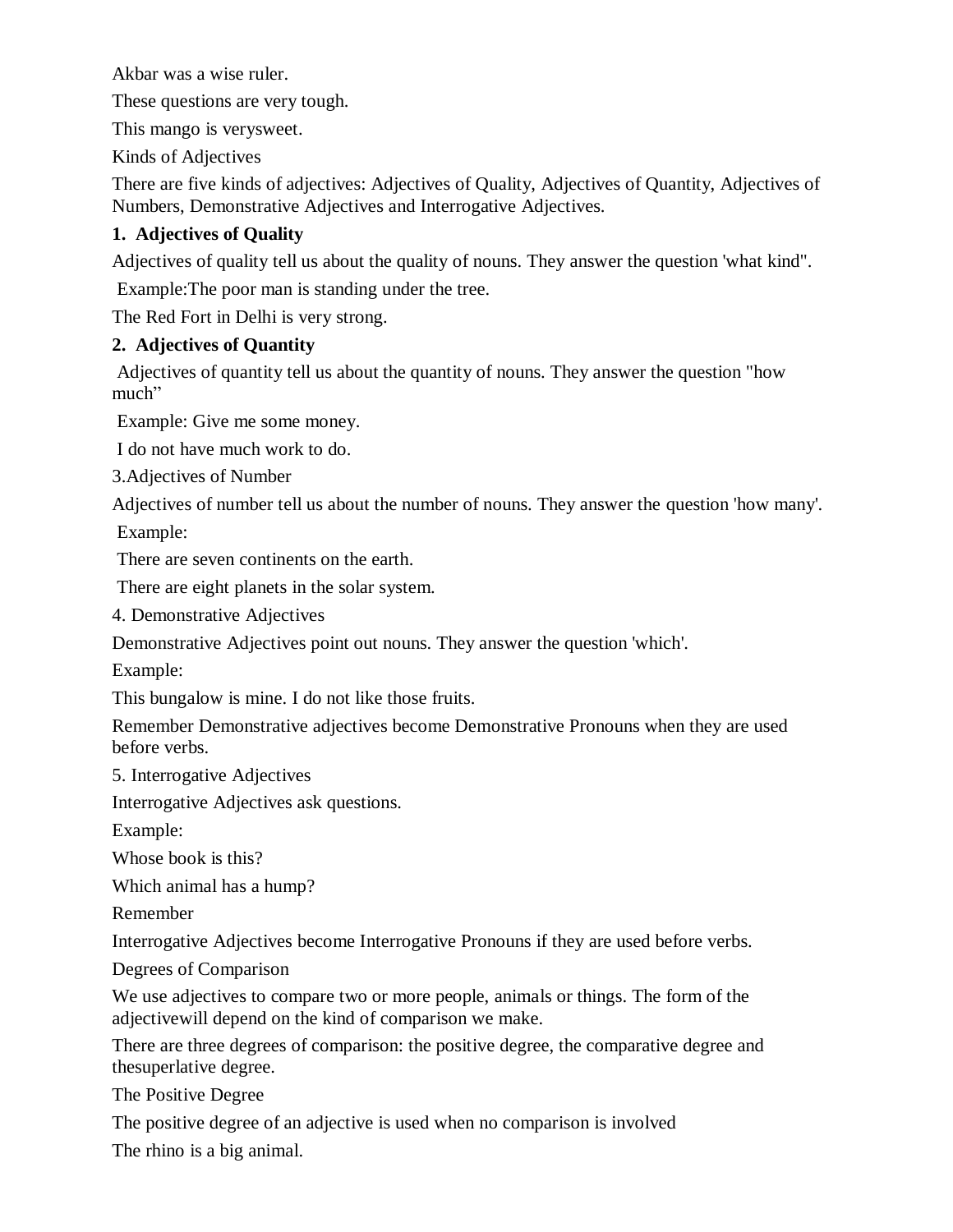Akbar was a wise ruler.

These questions are very tough.

This mango is verysweet.

Kinds of Adjectives

There are five kinds of adjectives: Adjectives of Quality, Adjectives of Quantity, Adjectives of Numbers, Demonstrative Adjectives and Interrogative Adjectives.

**1. Adjectives of Quality**

Adjectives of quality tell us about the quality of nouns. They answer the question 'what kind".

Example:The poor man is standing under the tree.

The Red Fort in Delhi is very strong.

**2. Adjectives of Quantity**

Adjectives of quantity tell us about the quantity of nouns. They answer the question "how much"

Example: Give me some money.

I do not have much work to do.

3.Adjectives of Number

Adjectives of number tell us about the number of nouns. They answer the question 'how many'.

Example:

There are seven continents on the earth.

There are eight planets in the solar system.

4. Demonstrative Adjectives

Demonstrative Adjectives point out nouns. They answer the question 'which'.

Example:

This bungalow is mine. I do not like those fruits.

Remember Demonstrative adjectives become Demonstrative Pronouns when they are used before verbs.

5. Interrogative Adjectives

Interrogative Adjectives ask questions.

Example:

Whose book is this?

Which animal has a hump?

Remember

Interrogative Adjectives become Interrogative Pronouns if they are used before verbs.

Degrees of Comparison

We use adjectives to compare two or more people, animals or things. The form of the adjectivewill depend on the kind of comparison we make.

There are three degrees of comparison: the positive degree, the comparative degree and thesuperlative degree.

The Positive Degree

The positive degree of an adjective is used when no comparison is involved

The rhino is a big animal.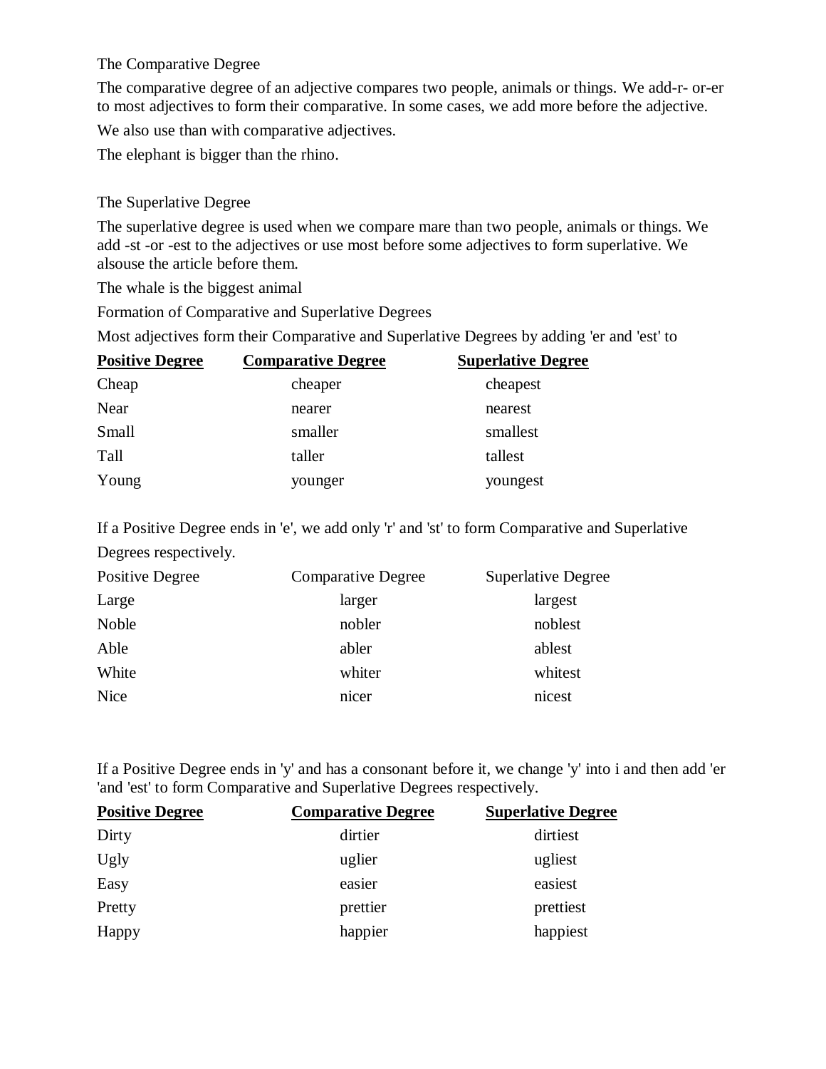The Comparative Degree

The comparative degree of an adjective compares two people, animals or things. We add-r- or-er to most adjectives to form their comparative. In some cases, we add more before the adjective.

We also use than with comparative adjectives.

The elephant is bigger than the rhino.

The Superlative Degree

The superlative degree is used when we compare mare than two people, animals or things. We add -st -or -est to the adjectives or use most before some adjectives to form superlative. We alsouse the article before them.

The whale is the biggest animal

Formation of Comparative and Superlative Degrees

Most adjectives form their Comparative and Superlative Degrees by adding 'er and 'est' to

| **Positive Degree** | **Comparative Degree** | **Superlative Degree** |
|---|---|---|
| Cheap | cheaper | cheapest |
| Near | nearer | nearest |
| Small | smaller | smallest |
| Tall | taller | tallest |
| Young | younger | youngest |

If a Positive Degree ends in 'e', we add only 'r' and 'st' to form Comparative and Superlative Degrees respectively.

| Positive Degree | Comparative Degree | Superlative Degree |
|---|---|---|
| Large | larger | largest |
| Noble | nobler | noblest |
| Able | abler | ablest |
| White | whiter | whitest |
| Nice | nicer | nicest |

If a Positive Degree ends in 'y' and has a consonant before it, we change 'y' into i and then add 'er 'and 'est' to form Comparative and Superlative Degrees respectively.

| **Positive Degree** | **Comparative Degree** | **Superlative Degree** |
|---|---|---|
| Dirty | dirtier | dirtiest |
| Ugly | uglier | ugliest |
| Easy | easier | easiest |
| Pretty | prettier | prettiest |
| Happy | happier | happiest |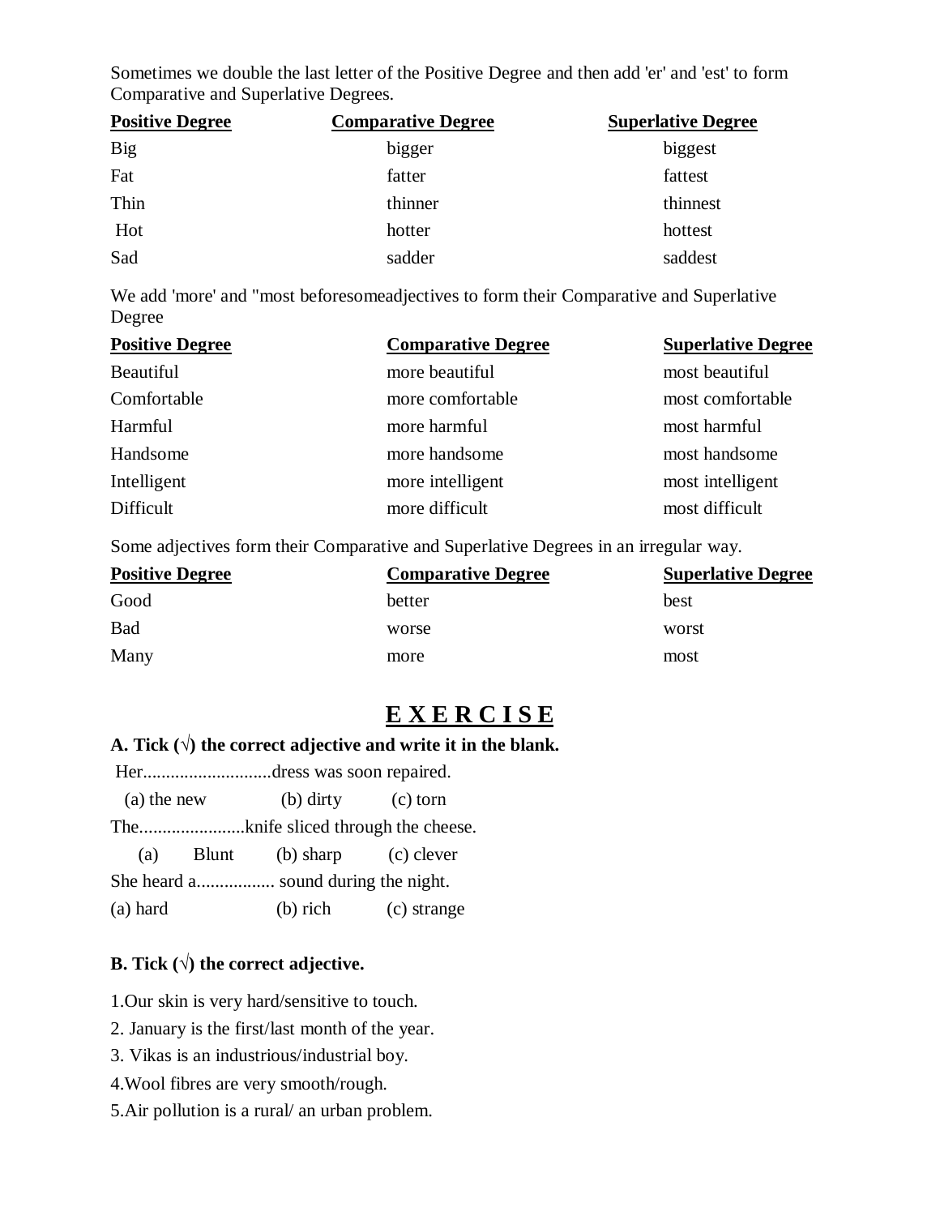Sometimes we double the last letter of the Positive Degree and then add 'er' and 'est' to form Comparative and Superlative Degrees.

| **Positive Degree** | **Comparative Degree** | **Superlative Degree** |
|---|---|---|
| Big | bigger | biggest |
| Fat | fatter | fattest |
| Thin | thinner | thinnest |
| Hot | hotter | hottest |
| Sad | sadder | saddest |

We add 'more' and "most beforesomeadjectives to form their Comparative and Superlative Degree

| **Positive Degree** | **Comparative Degree** | **Superlative Degree** |
|---|---|---|
| Beautiful | more beautiful | most beautiful |
| Comfortable | more comfortable | most comfortable |
| Harmful | more harmful | most harmful |
| Handsome | more handsome | most handsome |
| Intelligent | more intelligent | most intelligent |
| Difficult | more difficult | most difficult |

Some adjectives form their Comparative and Superlative Degrees in an irregular way.

| **Positive Degree** | **Comparative Degree** | **Superlative Degree** |
|---|---|---|
| Good | better | best |
| Bad | worse | worst |
| Many | more | most |

## E X E R C I S E

**A. Tick (√) the correct adjective and write it in the blank.**

Her............................dress was soon repaired.

(a) the new (b) dirty (c) torn

The.......................knife sliced through the cheese.

(a) Blunt (b) sharp (c) clever

She heard a................. sound during the night.

(a) hard (b) rich (c) strange

**B. Tick (√) the correct adjective.**

1.Our skin is very hard/sensitive to touch.

2. January is the first/last month of the year.

3. Vikas is an industrious/industrial boy.

4.Wool fibres are very smooth/rough.

5.Air pollution is a rural/ an urban problem.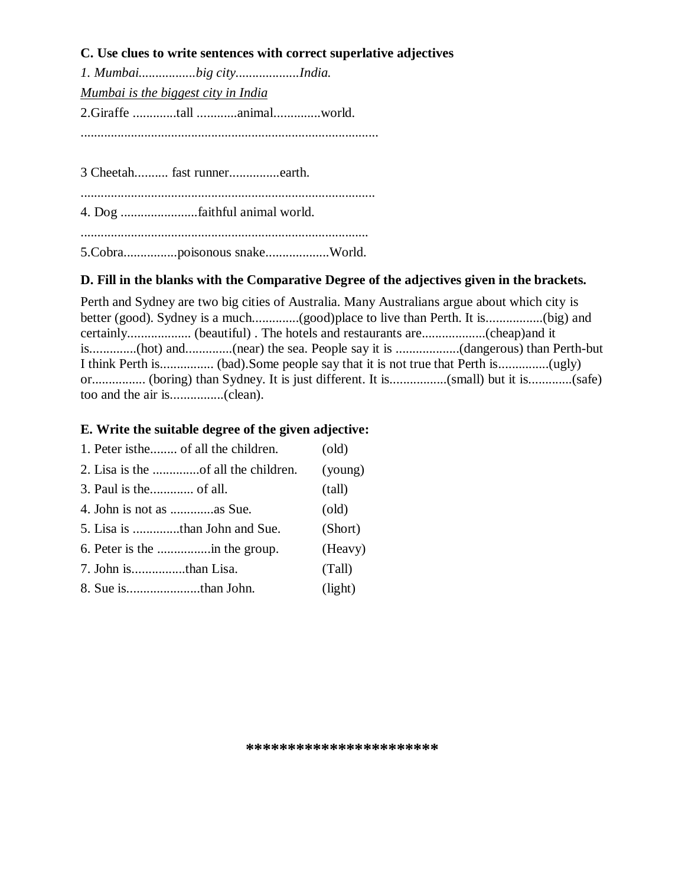**C. Use clues to write sentences with correct superlative adjectives**

*1. Mumbai.................big city...................India.*

*Mumbai is the biggest city in India*

2.Giraffe .............tall ............animal.............world.

.........................................................................................

3 Cheetah.......... fast runner...............earth.

........................................................................................

4. Dog .......................faithful animal world.

......................................................................................

5.Cobra................poisonous snake..................World.

**D. Fill in the blanks with the Comparative Degree of the adjectives given in the brackets.**

Perth and Sydney are two big cities of Australia. Many Australians argue about which city is better (good). Sydney is a much..............(good)place to live than Perth. It is.................(big) and certainly................... (beautiful) . The hotels and restaurants are...................(cheap)and it is.............(hot) and.............(near) the sea. People say it is ...................(dangerous) than Perth-but I think Perth is................ (bad).Some people say that it is not true that Perth is...............(ugly) or................ (boring) than Sydney. It is just different. It is.................(small) but it is.............(safe) too and the air is................(clean).

**E. Write the suitable degree of the given adjective:**

1. Peter isthe........ of all the children. (old)
2. Lisa is the ..............of all the children. (young)
3. Paul is the............. of all. (tall)
4. John is not as .............as Sue. (old)
5. Lisa is ..............than John and Sue. (Short)
6. Peter is the ................in the group. (Heavy)
7. John is................than Lisa. (Tall)
8. Sue is......................than John. (light)

**********************